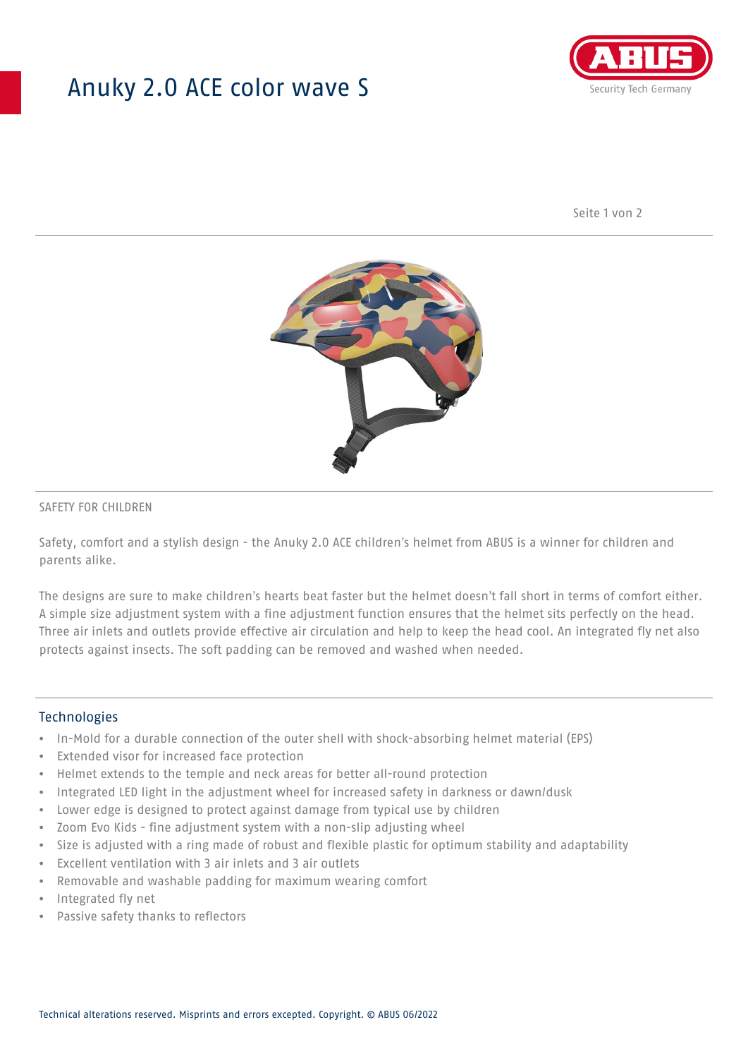# Anuky 2.0 ACE color wave S

SAFETY FOR CHILDREN

Safety, comfort and a stylish design - the Anuky 2.0 ACE children's helmet from ABUS is a winner for children and parents alike.

The designs are sure to make children's hearts beat faster but the helmet doesn't fall short in terms of comfort either. A simple size adjustment system with a fine adjustment function ensures that the helmet sits perfectly on the head. Three air inlets and outlets provide effective air circulation and help to keep the head cool. An integrated fly net also protects against insects. The soft padding can be removed and washed when needed.

## Technologies

- In-Mold for a durable connection of the outer shell with shock-absorbing helmet material (EPS)
- Extended visor for increased face protection
- Helmet extends to the temple and neck areas for better all-round protection
- Integrated LED light in the adjustment wheel for increased safety in darkness or dawn/dusk
- Lower edge is designed to protect against damage from typical use by children
- Zoom Evo Kids - fine adjustment system with a non-slip adjusting wheel
- Size is adjusted with a ring made of robust and flexible plastic for optimum stability and adaptability
- Excellent ventilation with 3 air inlets and 3 air outlets
- Removable and washable padding for maximum wearing comfort
- Integrated fly net
- Passive safety thanks to reflectors

Technical alterations reserved. Misprints and errors excepted. Copyright. © ABUS 06/2022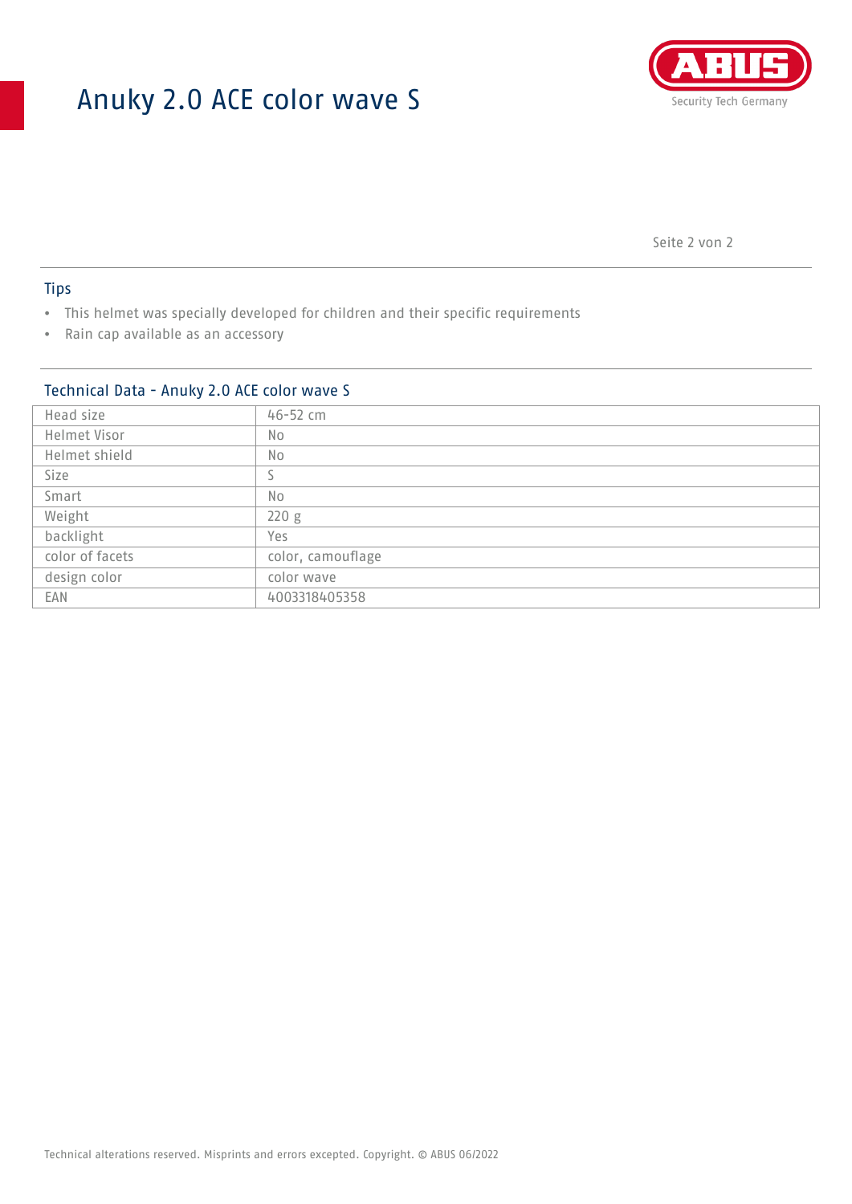# Anuky 2.0 ACE color wave S

## Tips

- This helmet was specially developed for children and their specific requirements
- Rain cap available as an accessory

## Technical Data - Anuky 2.0 ACE color wave S

| | |
|---|---|
| Head size | 46-52 cm |
| Helmet Visor | No |
| Helmet shield | No |
| Size | S |
| Smart | No |
| Weight | 220 g |
| backlight | Yes |
| color of facets | color, camouflage |
| design color | color wave |
| EAN | 4003318405358 |

Technical alterations reserved. Misprints and errors excepted. Copyright. © ABUS 06/2022